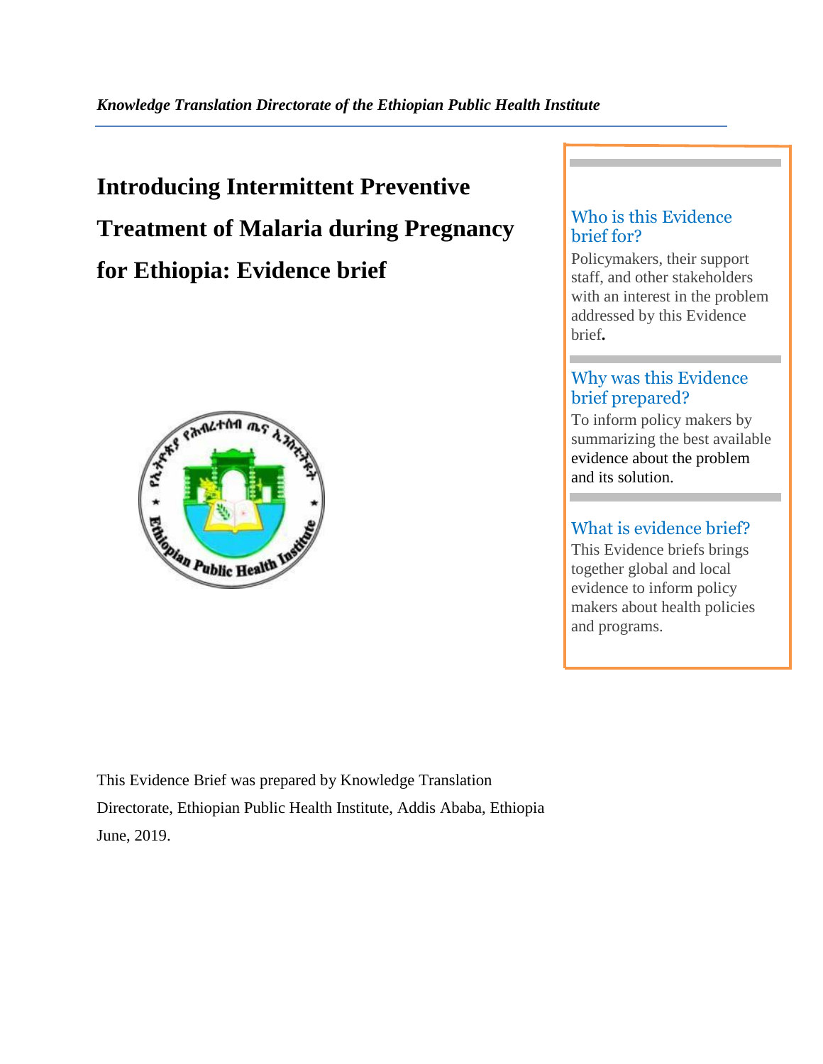*Knowledge Translation Directorate of the Ethiopian Public Health Institute*

# Introducing Intermittent Preventive Treatment of Malaria during Pregnancy for Ethiopia: Evidence brief

## Who is this Evidence brief for?

Policymakers, their support staff, and other stakeholders with an interest in the problem addressed by this Evidence brief**.**

## Why was this Evidence brief prepared?

To inform policy makers by summarizing the best available evidence about the problem and its solution.

## What is evidence brief?

This Evidence briefs brings together global and local evidence to inform policy makers about health policies and programs.

This Evidence Brief was prepared by Knowledge Translation Directorate, Ethiopian Public Health Institute, Addis Ababa, Ethiopia June, 2019.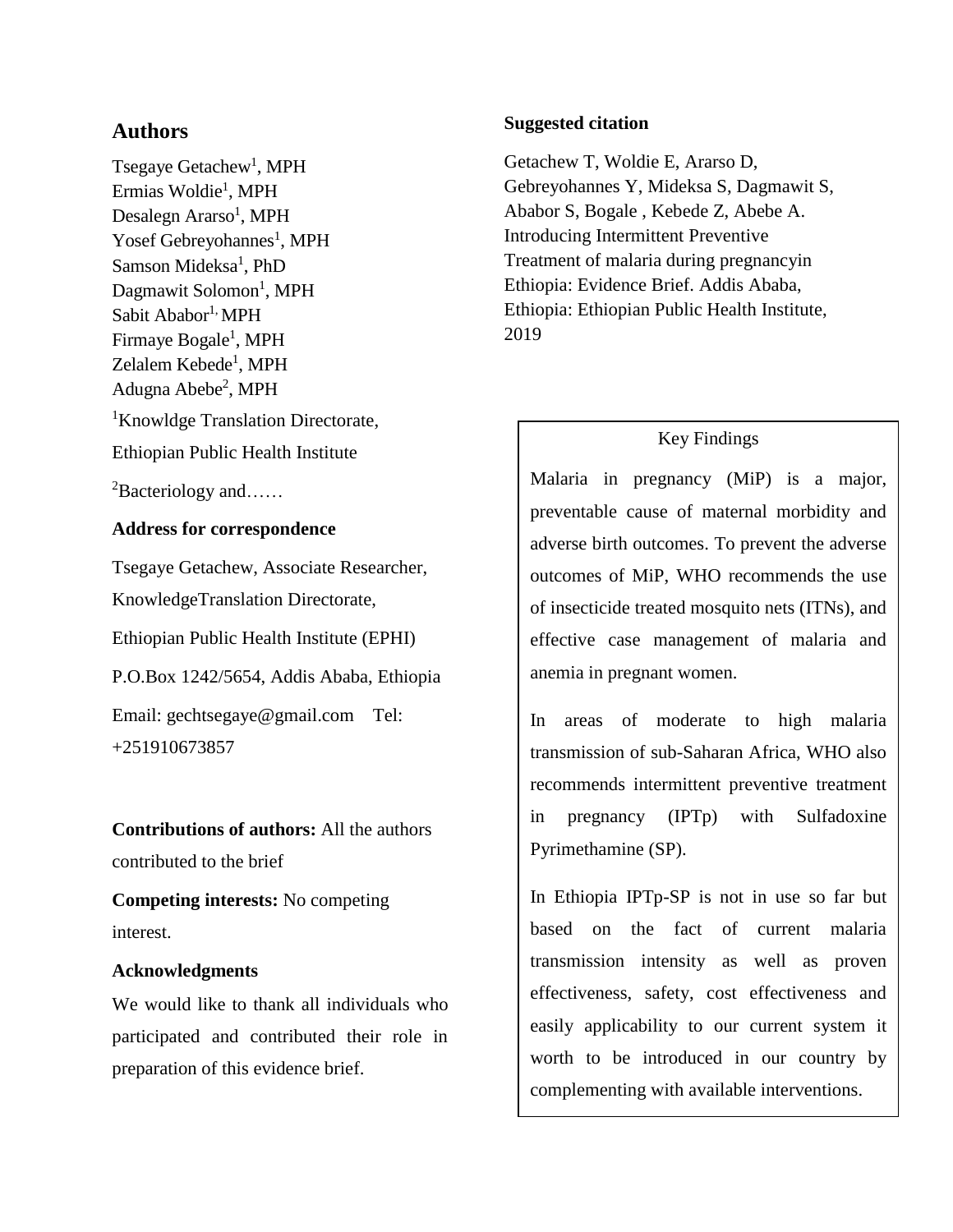## Authors

Tsegaye Getachew[1], MPH
Ermias Woldie[1], MPH
Desalegn Ararso[1], MPH
Yosef Gebreyohannes[1], MPH
Samson Mideksa[1], PhD
Dagmawit Solomon[1], MPH
Sabit Ababor[1,] MPH
Firmaye Bogale[1], MPH
Zelalem Kebede[1], MPH
Adugna Abebe[2], MPH

[1]Knowldge Translation Directorate,

Ethiopian Public Health Institute

[2]Bacteriology and……

**Address for correspondence**

Tsegaye Getachew, Associate Researcher,

KnowledgeTranslation Directorate,

Ethiopian Public Health Institute (EPHI)

P.O.Box 1242/5654, Addis Ababa, Ethiopia

Email: gechtsegaye@gmail.com Tel: +251910673857

**Contributions of authors:** All the authors contributed to the brief

**Competing interests:** No competing interest.

**Acknowledgments**

We would like to thank all individuals who participated and contributed their role in preparation of this evidence brief.

**Suggested citation**

Getachew T, Woldie E, Ararso D, Gebreyohannes Y, Mideksa S, Dagmawit S, Ababor S, Bogale , Kebede Z, Abebe A. Introducing Intermittent Preventive Treatment of malaria during pregnancyin Ethiopia: Evidence Brief. Addis Ababa, Ethiopia: Ethiopian Public Health Institute, 2019

**Key Findings**

Malaria in pregnancy (MiP) is a major, preventable cause of maternal morbidity and adverse birth outcomes. To prevent the adverse outcomes of MiP, WHO recommends the use of insecticide treated mosquito nets (ITNs), and effective case management of malaria and anemia in pregnant women.

In areas of moderate to high malaria transmission of sub-Saharan Africa, WHO also recommends intermittent preventive treatment in pregnancy (IPTp) with Sulfadoxine Pyrimethamine (SP).

In Ethiopia IPTp-SP is not in use so far but based on the fact of current malaria transmission intensity as well as proven effectiveness, safety, cost effectiveness and easily applicability to our current system it worth to be introduced in our country by complementing with available interventions.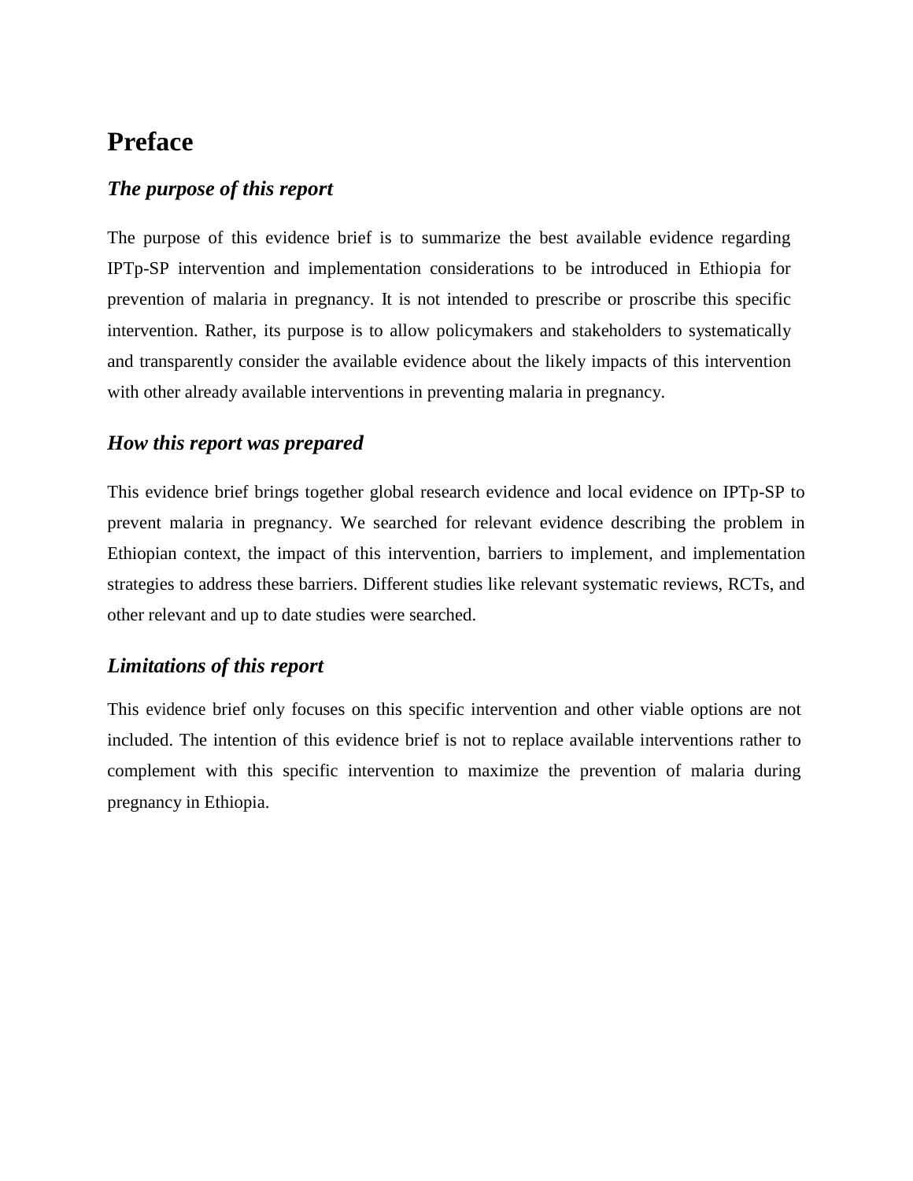# Preface

## *The purpose of this report*

The purpose of this evidence brief is to summarize the best available evidence regarding IPTp-SP intervention and implementation considerations to be introduced in Ethiopia for prevention of malaria in pregnancy. It is not intended to prescribe or proscribe this specific intervention. Rather, its purpose is to allow policymakers and stakeholders to systematically and transparently consider the available evidence about the likely impacts of this intervention with other already available interventions in preventing malaria in pregnancy.

## *How this report was prepared*

This evidence brief brings together global research evidence and local evidence on IPTp-SP to prevent malaria in pregnancy. We searched for relevant evidence describing the problem in Ethiopian context, the impact of this intervention, barriers to implement, and implementation strategies to address these barriers. Different studies like relevant systematic reviews, RCTs, and other relevant and up to date studies were searched.

## *Limitations of this report*

This evidence brief only focuses on this specific intervention and other viable options are not included. The intention of this evidence brief is not to replace available interventions rather to complement with this specific intervention to maximize the prevention of malaria during pregnancy in Ethiopia.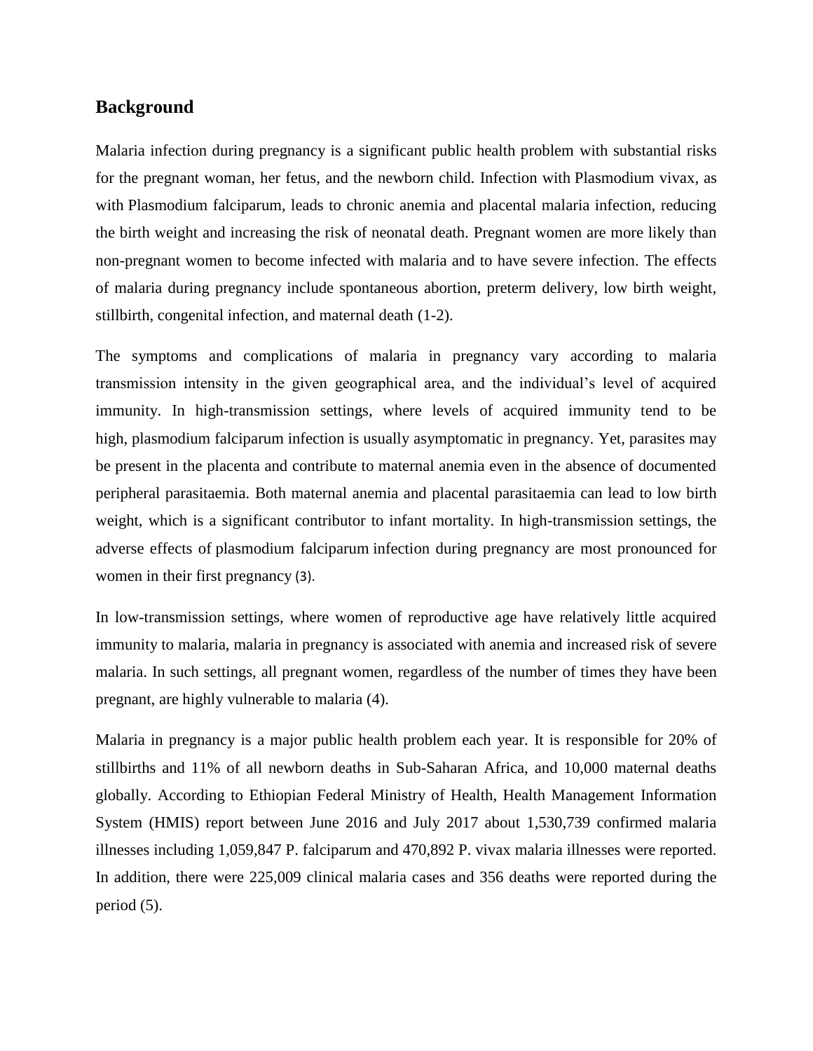## Background

Malaria infection during pregnancy is a significant public health problem with substantial risks for the pregnant woman, her fetus, and the newborn child. Infection with Plasmodium vivax, as with Plasmodium falciparum, leads to chronic anemia and placental malaria infection, reducing the birth weight and increasing the risk of neonatal death. Pregnant women are more likely than non-pregnant women to become infected with malaria and to have severe infection. The effects of malaria during pregnancy include spontaneous abortion, preterm delivery, low birth weight, stillbirth, congenital infection, and maternal death (1-2).

The symptoms and complications of malaria in pregnancy vary according to malaria transmission intensity in the given geographical area, and the individual's level of acquired immunity. In high-transmission settings, where levels of acquired immunity tend to be high, plasmodium falciparum infection is usually asymptomatic in pregnancy. Yet, parasites may be present in the placenta and contribute to maternal anemia even in the absence of documented peripheral parasitaemia. Both maternal anemia and placental parasitaemia can lead to low birth weight, which is a significant contributor to infant mortality. In high-transmission settings, the adverse effects of plasmodium falciparum infection during pregnancy are most pronounced for women in their first pregnancy (3).

In low-transmission settings, where women of reproductive age have relatively little acquired immunity to malaria, malaria in pregnancy is associated with anemia and increased risk of severe malaria. In such settings, all pregnant women, regardless of the number of times they have been pregnant, are highly vulnerable to malaria (4).

Malaria in pregnancy is a major public health problem each year. It is responsible for 20% of stillbirths and 11% of all newborn deaths in Sub-Saharan Africa, and 10,000 maternal deaths globally. According to Ethiopian Federal Ministry of Health, Health Management Information System (HMIS) report between June 2016 and July 2017 about 1,530,739 confirmed malaria illnesses including 1,059,847 P. falciparum and 470,892 P. vivax malaria illnesses were reported. In addition, there were 225,009 clinical malaria cases and 356 deaths were reported during the period (5).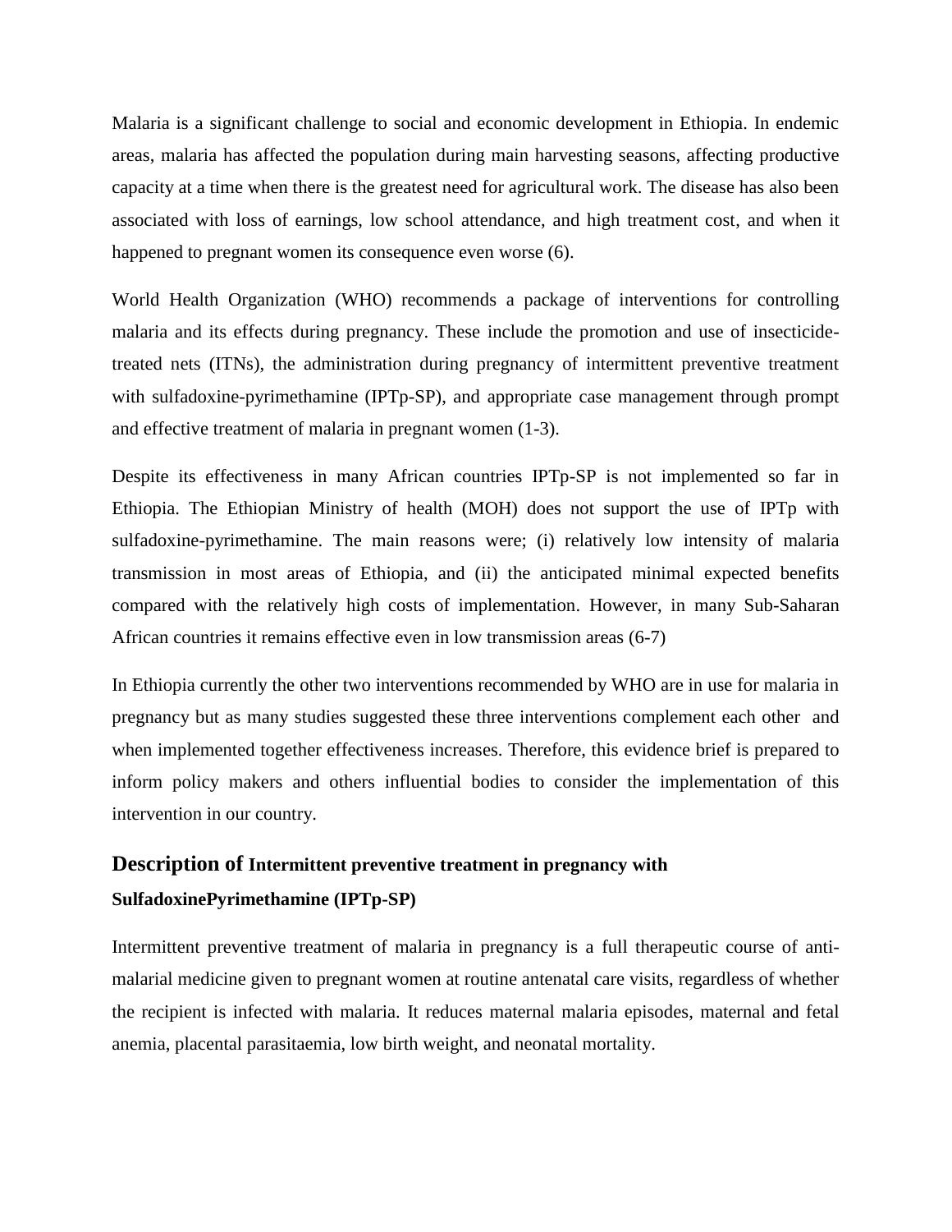Malaria is a significant challenge to social and economic development in Ethiopia. In endemic areas, malaria has affected the population during main harvesting seasons, affecting productive capacity at a time when there is the greatest need for agricultural work. The disease has also been associated with loss of earnings, low school attendance, and high treatment cost, and when it happened to pregnant women its consequence even worse (6).

World Health Organization (WHO) recommends a package of interventions for controlling malaria and its effects during pregnancy. These include the promotion and use of insecticide-treated nets (ITNs), the administration during pregnancy of intermittent preventive treatment with sulfadoxine-pyrimethamine (IPTp-SP), and appropriate case management through prompt and effective treatment of malaria in pregnant women (1-3).

Despite its effectiveness in many African countries IPTp-SP is not implemented so far in Ethiopia. The Ethiopian Ministry of health (MOH) does not support the use of IPTp with sulfadoxine-pyrimethamine. The main reasons were; (i) relatively low intensity of malaria transmission in most areas of Ethiopia, and (ii) the anticipated minimal expected benefits compared with the relatively high costs of implementation. However, in many Sub-Saharan African countries it remains effective even in low transmission areas (6-7)

In Ethiopia currently the other two interventions recommended by WHO are in use for malaria in pregnancy but as many studies suggested these three interventions complement each other and when implemented together effectiveness increases. Therefore, this evidence brief is prepared to inform policy makers and others influential bodies to consider the implementation of this intervention in our country.

## Description of Intermittent preventive treatment in pregnancy with SulfadoxinePyrimethamine (IPTp-SP)

Intermittent preventive treatment of malaria in pregnancy is a full therapeutic course of anti-malarial medicine given to pregnant women at routine antenatal care visits, regardless of whether the recipient is infected with malaria. It reduces maternal malaria episodes, maternal and fetal anemia, placental parasitaemia, low birth weight, and neonatal mortality.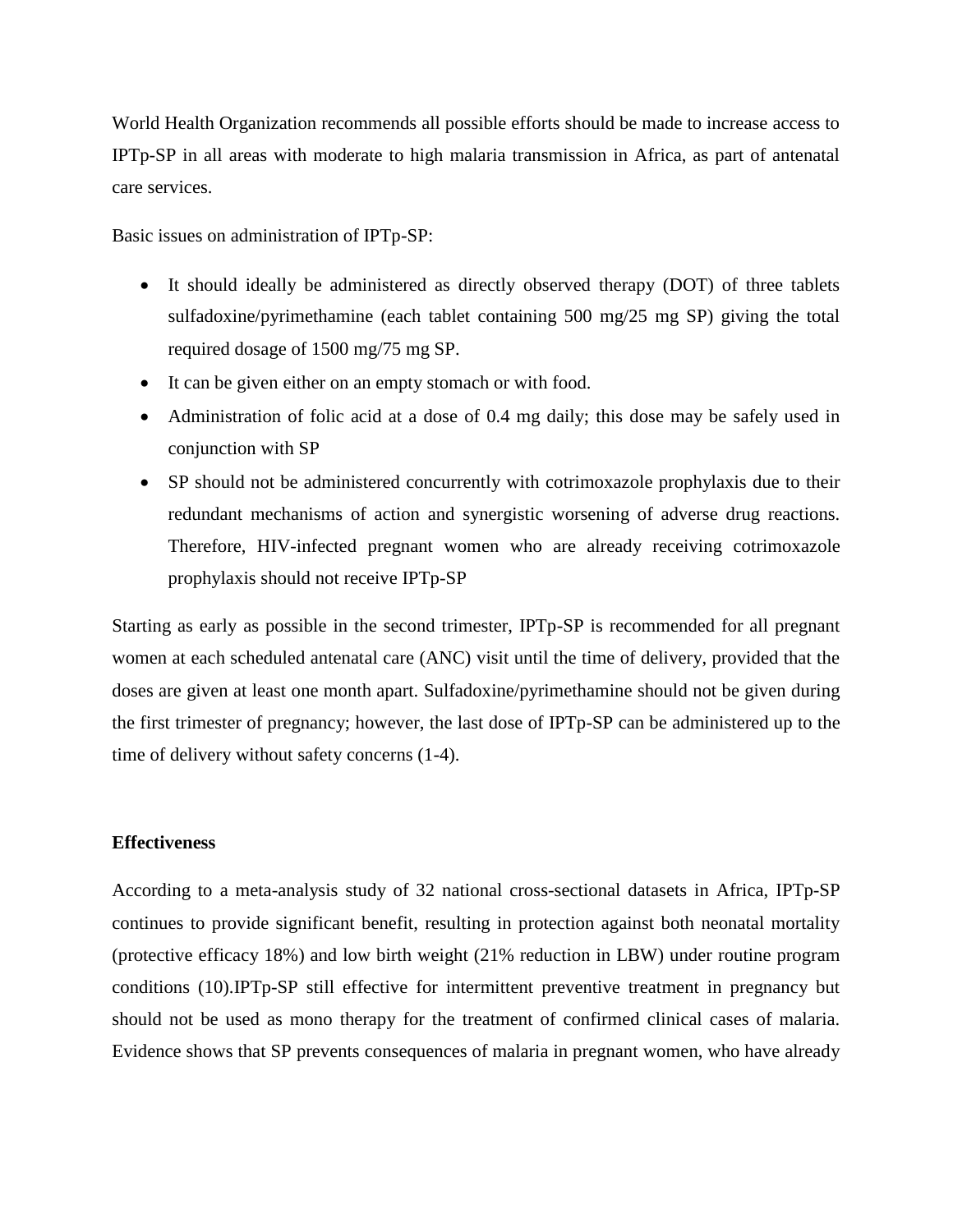World Health Organization recommends all possible efforts should be made to increase access to IPTp-SP in all areas with moderate to high malaria transmission in Africa, as part of antenatal care services.

Basic issues on administration of IPTp-SP:

- It should ideally be administered as directly observed therapy (DOT) of three tablets sulfadoxine/pyrimethamine (each tablet containing 500 mg/25 mg SP) giving the total required dosage of 1500 mg/75 mg SP.
- It can be given either on an empty stomach or with food.
- Administration of folic acid at a dose of 0.4 mg daily; this dose may be safely used in conjunction with SP
- SP should not be administered concurrently with cotrimoxazole prophylaxis due to their redundant mechanisms of action and synergistic worsening of adverse drug reactions. Therefore, HIV-infected pregnant women who are already receiving cotrimoxazole prophylaxis should not receive IPTp-SP

Starting as early as possible in the second trimester, IPTp-SP is recommended for all pregnant women at each scheduled antenatal care (ANC) visit until the time of delivery, provided that the doses are given at least one month apart. Sulfadoxine/pyrimethamine should not be given during the first trimester of pregnancy; however, the last dose of IPTp-SP can be administered up to the time of delivery without safety concerns (1-4).

**Effectiveness**

According to a meta-analysis study of 32 national cross-sectional datasets in Africa, IPTp-SP continues to provide significant benefit, resulting in protection against both neonatal mortality (protective efficacy 18%) and low birth weight (21% reduction in LBW) under routine program conditions (10).IPTp-SP still effective for intermittent preventive treatment in pregnancy but should not be used as mono therapy for the treatment of confirmed clinical cases of malaria. Evidence shows that SP prevents consequences of malaria in pregnant women, who have already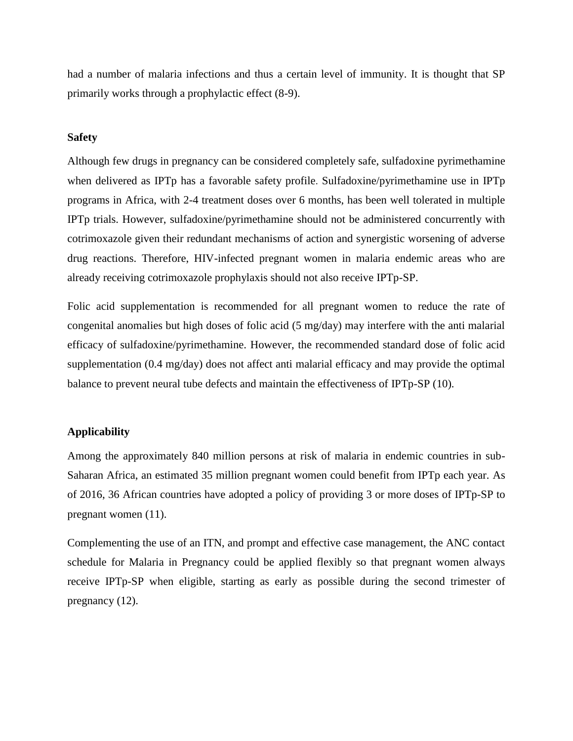had a number of malaria infections and thus a certain level of immunity. It is thought that SP primarily works through a prophylactic effect (8-9).

**Safety**

Although few drugs in pregnancy can be considered completely safe, sulfadoxine pyrimethamine when delivered as IPTp has a favorable safety profile. Sulfadoxine/pyrimethamine use in IPTp programs in Africa, with 2-4 treatment doses over 6 months, has been well tolerated in multiple IPTp trials. However, sulfadoxine/pyrimethamine should not be administered concurrently with cotrimoxazole given their redundant mechanisms of action and synergistic worsening of adverse drug reactions. Therefore, HIV-infected pregnant women in malaria endemic areas who are already receiving cotrimoxazole prophylaxis should not also receive IPTp-SP.

Folic acid supplementation is recommended for all pregnant women to reduce the rate of congenital anomalies but high doses of folic acid (5 mg/day) may interfere with the anti malarial efficacy of sulfadoxine/pyrimethamine. However, the recommended standard dose of folic acid supplementation (0.4 mg/day) does not affect anti malarial efficacy and may provide the optimal balance to prevent neural tube defects and maintain the effectiveness of IPTp-SP (10).

**Applicability**

Among the approximately 840 million persons at risk of malaria in endemic countries in sub-Saharan Africa, an estimated 35 million pregnant women could benefit from IPTp each year. As of 2016, 36 African countries have adopted a policy of providing 3 or more doses of IPTp-SP to pregnant women (11).

Complementing the use of an ITN, and prompt and effective case management, the ANC contact schedule for Malaria in Pregnancy could be applied flexibly so that pregnant women always receive IPTp-SP when eligible, starting as early as possible during the second trimester of pregnancy (12).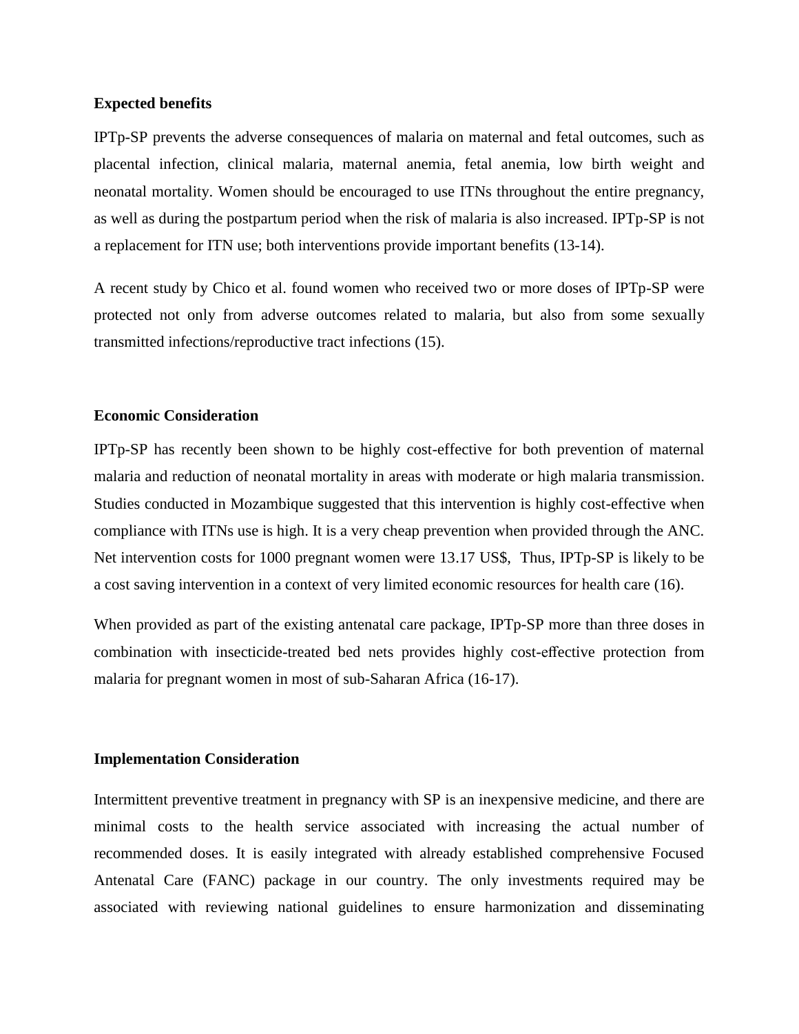**Expected benefits**

IPTp-SP prevents the adverse consequences of malaria on maternal and fetal outcomes, such as placental infection, clinical malaria, maternal anemia, fetal anemia, low birth weight and neonatal mortality. Women should be encouraged to use ITNs throughout the entire pregnancy, as well as during the postpartum period when the risk of malaria is also increased. IPTp-SP is not a replacement for ITN use; both interventions provide important benefits (13-14).

A recent study by Chico et al. found women who received two or more doses of IPTp-SP were protected not only from adverse outcomes related to malaria, but also from some sexually transmitted infections/reproductive tract infections (15).

**Economic Consideration**

IPTp-SP has recently been shown to be highly cost-effective for both prevention of maternal malaria and reduction of neonatal mortality in areas with moderate or high malaria transmission. Studies conducted in Mozambique suggested that this intervention is highly cost-effective when compliance with ITNs use is high. It is a very cheap prevention when provided through the ANC. Net intervention costs for 1000 pregnant women were 13.17 US$,  Thus, IPTp-SP is likely to be a cost saving intervention in a context of very limited economic resources for health care (16).

When provided as part of the existing antenatal care package, IPTp-SP more than three doses in combination with insecticide-treated bed nets provides highly cost-effective protection from malaria for pregnant women in most of sub-Saharan Africa (16-17).

**Implementation Consideration**

Intermittent preventive treatment in pregnancy with SP is an inexpensive medicine, and there are minimal costs to the health service associated with increasing the actual number of recommended doses. It is easily integrated with already established comprehensive Focused Antenatal Care (FANC) package in our country. The only investments required may be associated with reviewing national guidelines to ensure harmonization and disseminating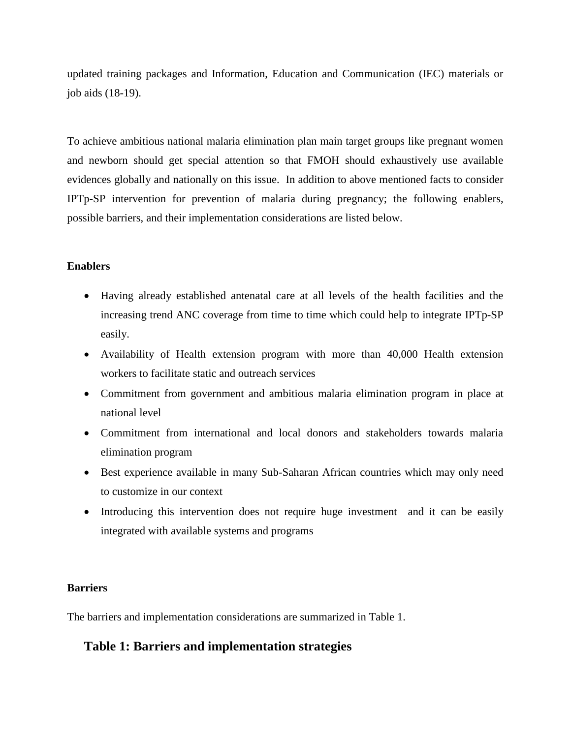updated training packages and Information, Education and Communication (IEC) materials or job aids (18-19).

To achieve ambitious national malaria elimination plan main target groups like pregnant women and newborn should get special attention so that FMOH should exhaustively use available evidences globally and nationally on this issue. In addition to above mentioned facts to consider IPTp-SP intervention for prevention of malaria during pregnancy; the following enablers, possible barriers, and their implementation considerations are listed below.

**Enablers**

- Having already established antenatal care at all levels of the health facilities and the increasing trend ANC coverage from time to time which could help to integrate IPTp-SP easily.
- Availability of Health extension program with more than 40,000 Health extension workers to facilitate static and outreach services
- Commitment from government and ambitious malaria elimination program in place at national level
- Commitment from international and local donors and stakeholders towards malaria elimination program
- Best experience available in many Sub-Saharan African countries which may only need to customize in our context
- Introducing this intervention does not require huge investment and it can be easily integrated with available systems and programs

**Barriers**

The barriers and implementation considerations are summarized in Table 1.

**Table 1: Barriers and implementation strategies**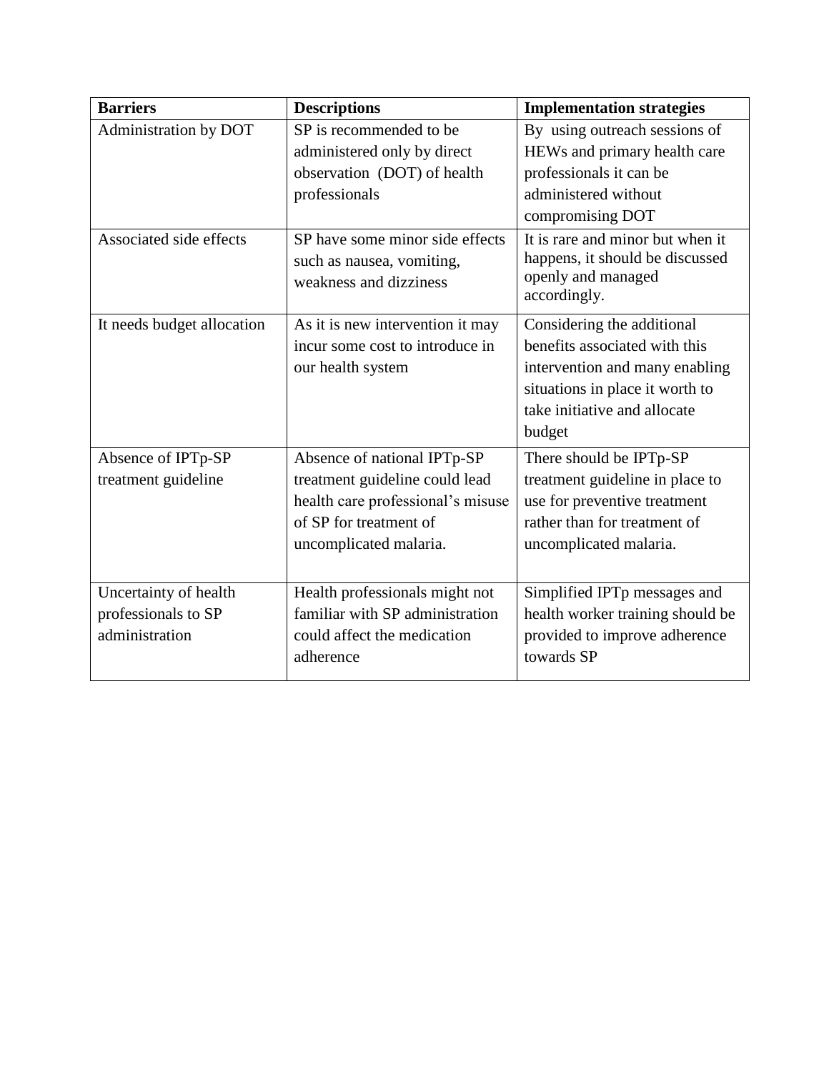| Barriers | Descriptions | Implementation strategies |
|---|---|---|
| Administration by DOT | SP is recommended to be administered only by direct observation (DOT) of health professionals | By using outreach sessions of HEWs and primary health care professionals it can be administered without compromising DOT |
| Associated side effects | SP have some minor side effects such as nausea, vomiting, weakness and dizziness | It is rare and minor but when it happens, it should be discussed openly and managed accordingly. |
| It needs budget allocation | As it is new intervention it may incur some cost to introduce in our health system | Considering the additional benefits associated with this intervention and many enabling situations in place it worth to take initiative and allocate budget |
| Absence of IPTp-SP treatment guideline | Absence of national IPTp-SP treatment guideline could lead health care professional's misuse of SP for treatment of uncomplicated malaria. | There should be IPTp-SP treatment guideline in place to use for preventive treatment rather than for treatment of uncomplicated malaria. |
| Uncertainty of health professionals to SP administration | Health professionals might not familiar with SP administration could affect the medication adherence | Simplified IPTp messages and health worker training should be provided to improve adherence towards SP |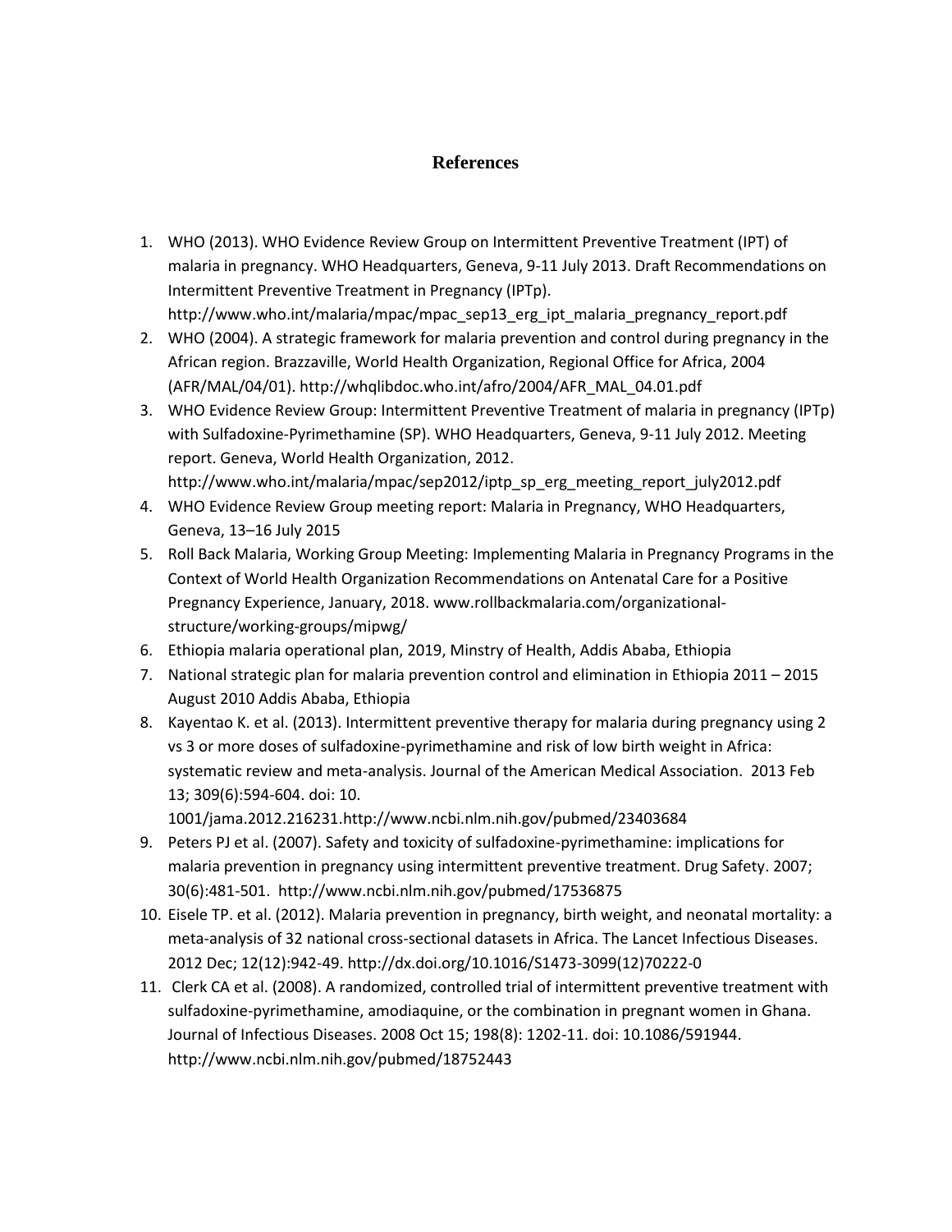# References

1. WHO (2013). WHO Evidence Review Group on Intermittent Preventive Treatment (IPT) of malaria in pregnancy. WHO Headquarters, Geneva, 9-11 July 2013. Draft Recommendations on Intermittent Preventive Treatment in Pregnancy (IPTp). http://www.who.int/malaria/mpac/mpac_sep13_erg_ipt_malaria_pregnancy_report.pdf
2. WHO (2004). A strategic framework for malaria prevention and control during pregnancy in the African region. Brazzaville, World Health Organization, Regional Office for Africa, 2004 (AFR/MAL/04/01). http://whqlibdoc.who.int/afro/2004/AFR_MAL_04.01.pdf
3. WHO Evidence Review Group: Intermittent Preventive Treatment of malaria in pregnancy (IPTp) with Sulfadoxine-Pyrimethamine (SP). WHO Headquarters, Geneva, 9-11 July 2012. Meeting report. Geneva, World Health Organization, 2012. http://www.who.int/malaria/mpac/sep2012/iptp_sp_erg_meeting_report_july2012.pdf
4. WHO Evidence Review Group meeting report: Malaria in Pregnancy, WHO Headquarters, Geneva, 13–16 July 2015
5. Roll Back Malaria, Working Group Meeting: Implementing Malaria in Pregnancy Programs in the Context of World Health Organization Recommendations on Antenatal Care for a Positive Pregnancy Experience, January, 2018. www.rollbackmalaria.com/organizational-structure/working-groups/mipwg/
6. Ethiopia malaria operational plan, 2019, Minstry of Health, Addis Ababa, Ethiopia
7. National strategic plan for malaria prevention control and elimination in Ethiopia 2011 – 2015 August 2010 Addis Ababa, Ethiopia
8. Kayentao K. et al. (2013). Intermittent preventive therapy for malaria during pregnancy using 2 vs 3 or more doses of sulfadoxine-pyrimethamine and risk of low birth weight in Africa: systematic review and meta-analysis. Journal of the American Medical Association. 2013 Feb 13; 309(6):594-604. doi: 10. 1001/jama.2012.216231.http://www.ncbi.nlm.nih.gov/pubmed/23403684
9. Peters PJ et al. (2007). Safety and toxicity of sulfadoxine-pyrimethamine: implications for malaria prevention in pregnancy using intermittent preventive treatment. Drug Safety. 2007; 30(6):481-501. http://www.ncbi.nlm.nih.gov/pubmed/17536875
10. Eisele TP. et al. (2012). Malaria prevention in pregnancy, birth weight, and neonatal mortality: a meta-analysis of 32 national cross-sectional datasets in Africa. The Lancet Infectious Diseases. 2012 Dec; 12(12):942-49. http://dx.doi.org/10.1016/S1473-3099(12)70222-0
11. Clerk CA et al. (2008). A randomized, controlled trial of intermittent preventive treatment with sulfadoxine-pyrimethamine, amodiaquine, or the combination in pregnant women in Ghana. Journal of Infectious Diseases. 2008 Oct 15; 198(8): 1202-11. doi: 10.1086/591944. http://www.ncbi.nlm.nih.gov/pubmed/18752443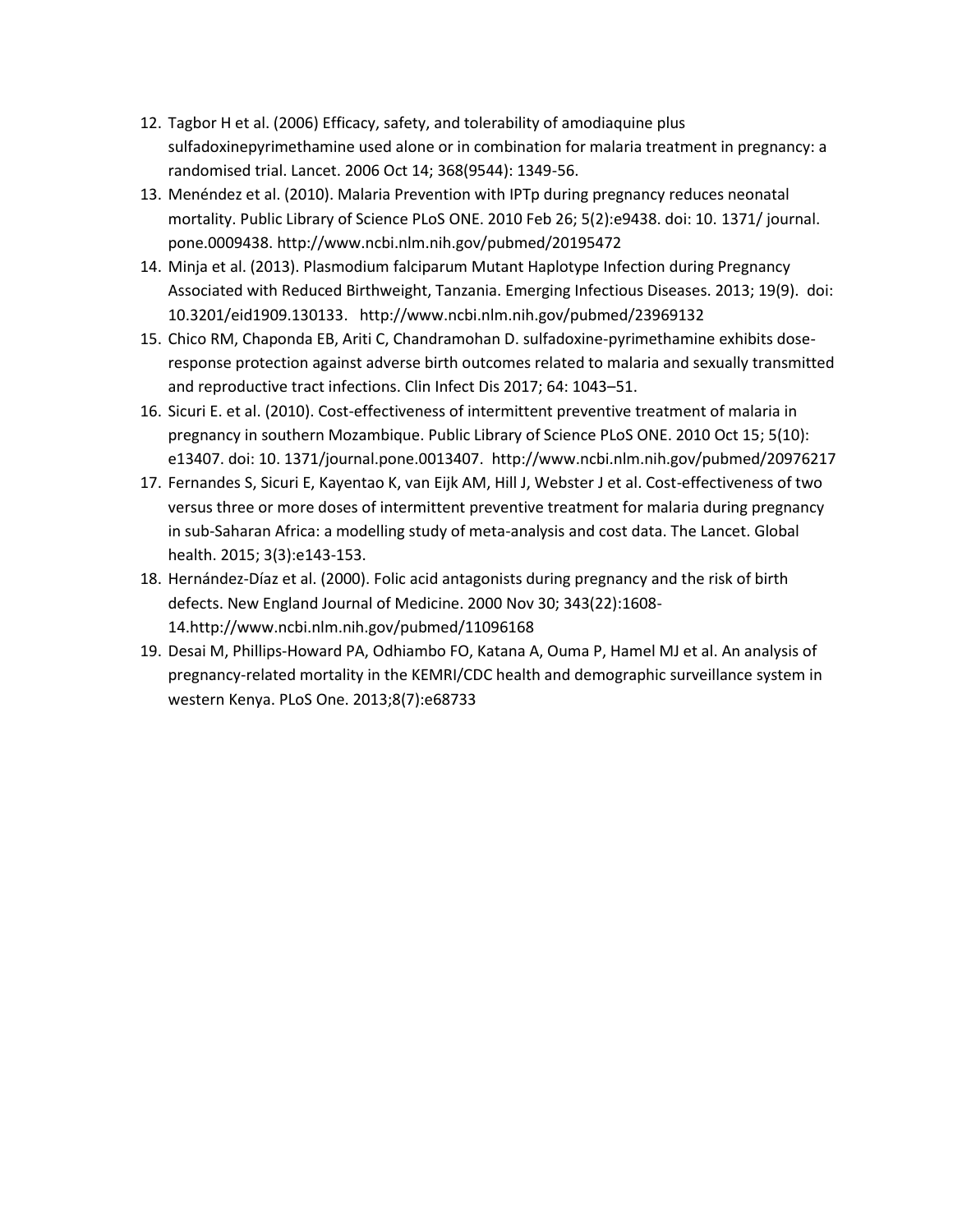12. Tagbor H et al. (2006) Efficacy, safety, and tolerability of amodiaquine plus sulfadoxinepyrimethamine used alone or in combination for malaria treatment in pregnancy: a randomised trial. Lancet. 2006 Oct 14; 368(9544): 1349-56.
13. Menéndez et al. (2010). Malaria Prevention with IPTp during pregnancy reduces neonatal mortality. Public Library of Science PLoS ONE. 2010 Feb 26; 5(2):e9438. doi: 10. 1371/ journal. pone.0009438. http://www.ncbi.nlm.nih.gov/pubmed/20195472
14. Minja et al. (2013). Plasmodium falciparum Mutant Haplotype Infection during Pregnancy Associated with Reduced Birthweight, Tanzania. Emerging Infectious Diseases. 2013; 19(9). doi: 10.3201/eid1909.130133. http://www.ncbi.nlm.nih.gov/pubmed/23969132
15. Chico RM, Chaponda EB, Ariti C, Chandramohan D. sulfadoxine-pyrimethamine exhibits dose-response protection against adverse birth outcomes related to malaria and sexually transmitted and reproductive tract infections. Clin Infect Dis 2017; 64: 1043–51.
16. Sicuri E. et al. (2010). Cost-effectiveness of intermittent preventive treatment of malaria in pregnancy in southern Mozambique. Public Library of Science PLoS ONE. 2010 Oct 15; 5(10): e13407. doi: 10. 1371/journal.pone.0013407. http://www.ncbi.nlm.nih.gov/pubmed/20976217
17. Fernandes S, Sicuri E, Kayentao K, van Eijk AM, Hill J, Webster J et al. Cost-effectiveness of two versus three or more doses of intermittent preventive treatment for malaria during pregnancy in sub-Saharan Africa: a modelling study of meta-analysis and cost data. The Lancet. Global health. 2015; 3(3):e143-153.
18. Hernández-Díaz et al. (2000). Folic acid antagonists during pregnancy and the risk of birth defects. New England Journal of Medicine. 2000 Nov 30; 343(22):1608-14.http://www.ncbi.nlm.nih.gov/pubmed/11096168
19. Desai M, Phillips-Howard PA, Odhiambo FO, Katana A, Ouma P, Hamel MJ et al. An analysis of pregnancy-related mortality in the KEMRI/CDC health and demographic surveillance system in western Kenya. PLoS One. 2013;8(7):e68733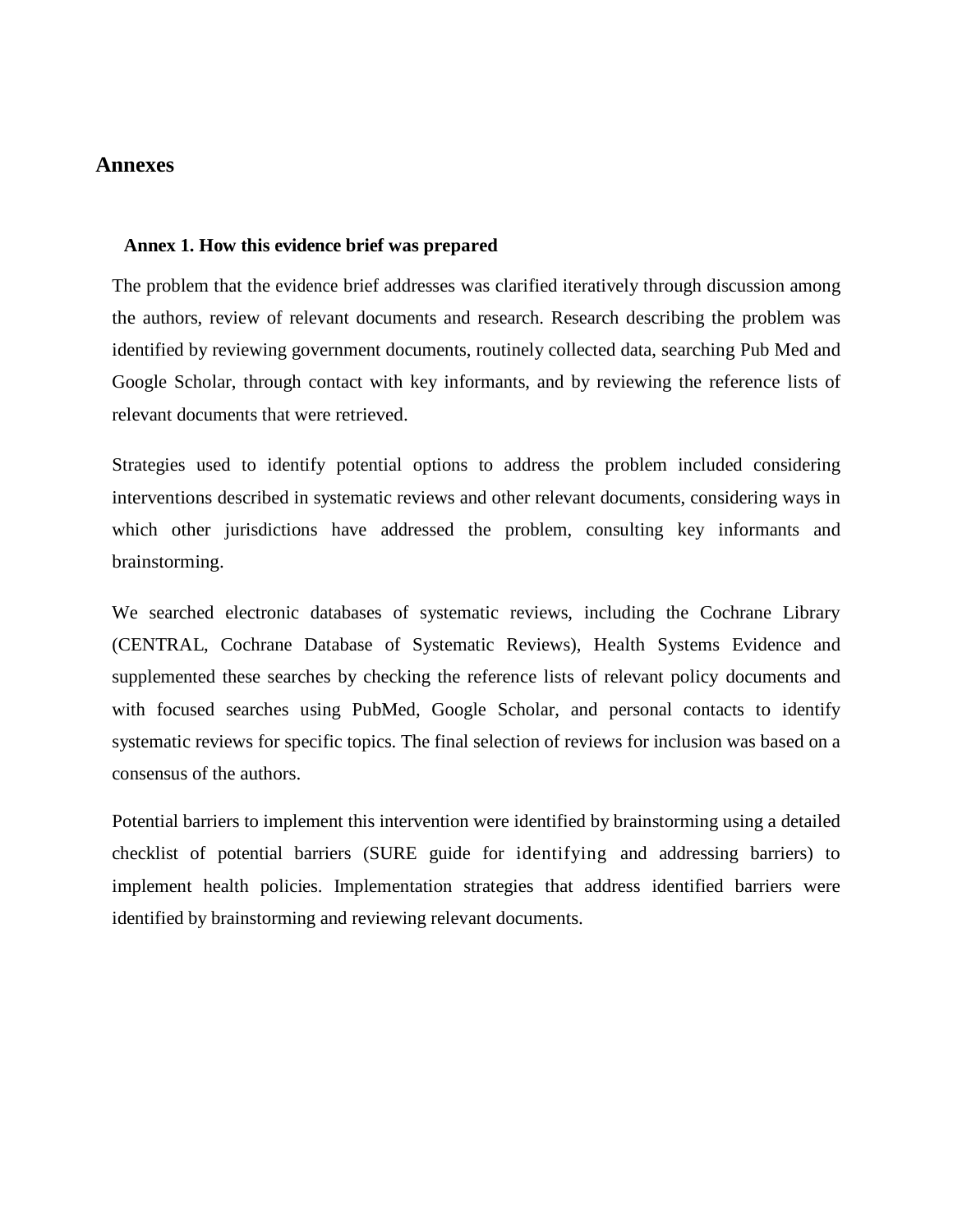# Annexes

## Annex 1. How this evidence brief was prepared

The problem that the evidence brief addresses was clarified iteratively through discussion among the authors, review of relevant documents and research. Research describing the problem was identified by reviewing government documents, routinely collected data, searching Pub Med and Google Scholar, through contact with key informants, and by reviewing the reference lists of relevant documents that were retrieved.

Strategies used to identify potential options to address the problem included considering interventions described in systematic reviews and other relevant documents, considering ways in which other jurisdictions have addressed the problem, consulting key informants and brainstorming.

We searched electronic databases of systematic reviews, including the Cochrane Library (CENTRAL, Cochrane Database of Systematic Reviews), Health Systems Evidence and supplemented these searches by checking the reference lists of relevant policy documents and with focused searches using PubMed, Google Scholar, and personal contacts to identify systematic reviews for specific topics. The final selection of reviews for inclusion was based on a consensus of the authors.

Potential barriers to implement this intervention were identified by brainstorming using a detailed checklist of potential barriers (SURE guide for identifying and addressing barriers) to implement health policies. Implementation strategies that address identified barriers were identified by brainstorming and reviewing relevant documents.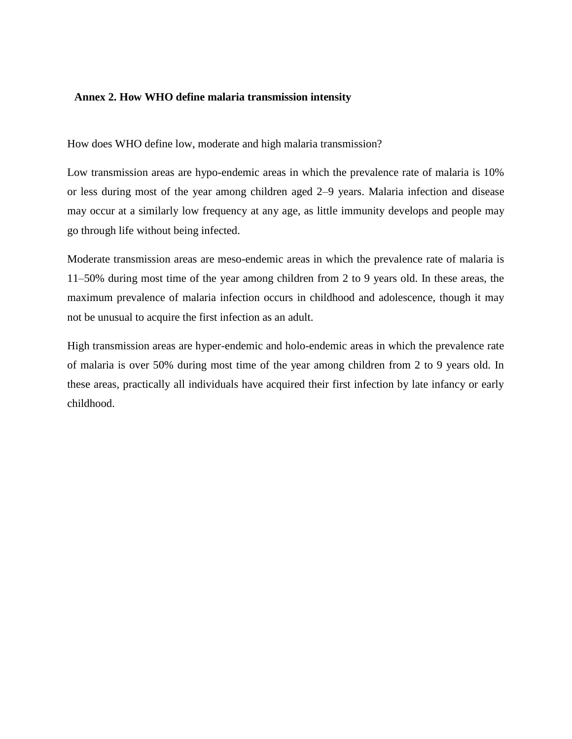## Annex 2. How WHO define malaria transmission intensity

How does WHO define low, moderate and high malaria transmission?

Low transmission areas are hypo-endemic areas in which the prevalence rate of malaria is 10% or less during most of the year among children aged 2–9 years. Malaria infection and disease may occur at a similarly low frequency at any age, as little immunity develops and people may go through life without being infected.

Moderate transmission areas are meso-endemic areas in which the prevalence rate of malaria is 11–50% during most time of the year among children from 2 to 9 years old. In these areas, the maximum prevalence of malaria infection occurs in childhood and adolescence, though it may not be unusual to acquire the first infection as an adult.

High transmission areas are hyper-endemic and holo-endemic areas in which the prevalence rate of malaria is over 50% during most time of the year among children from 2 to 9 years old. In these areas, practically all individuals have acquired their first infection by late infancy or early childhood.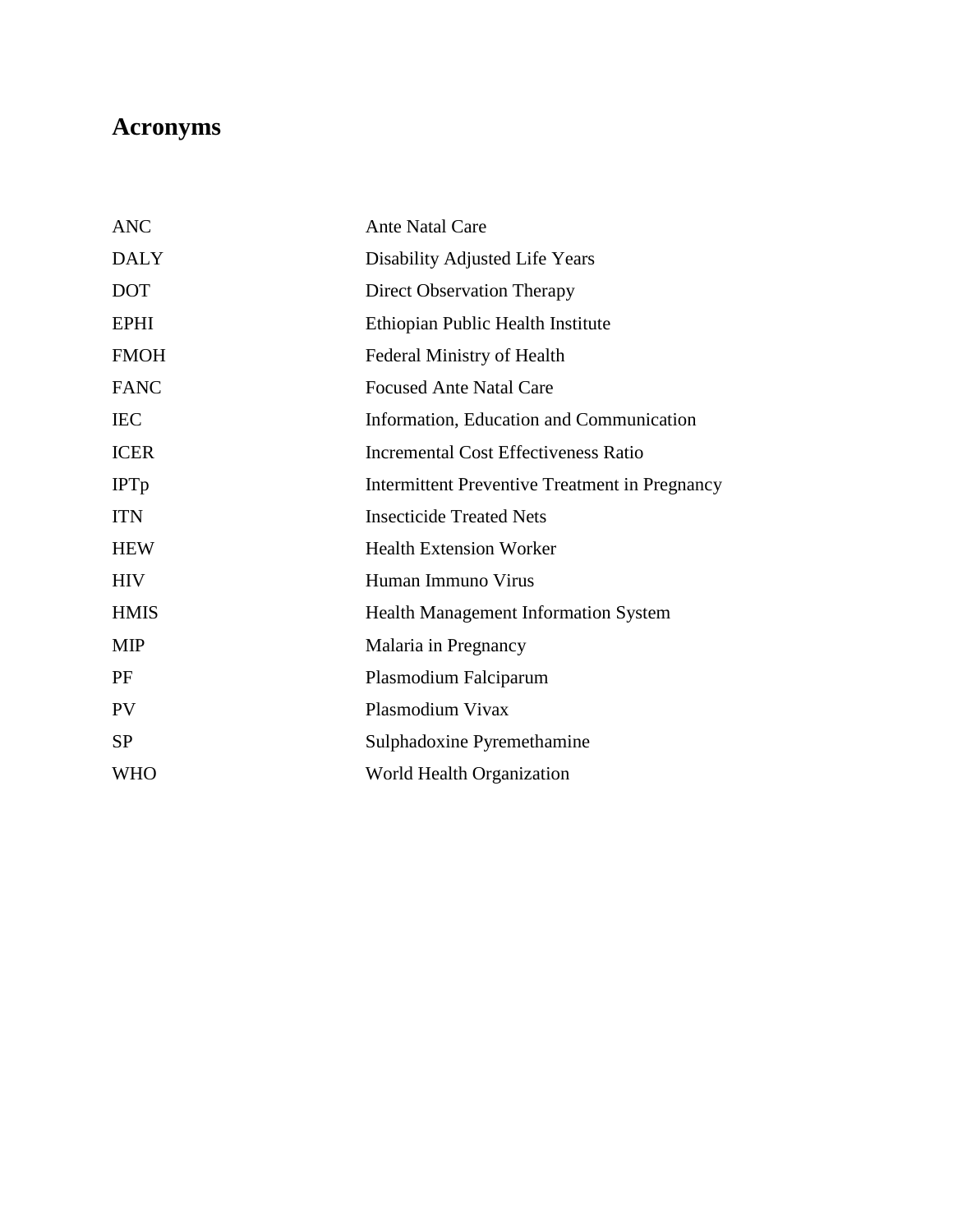# Acronyms

| | |
|---|---|
| ANC | Ante Natal Care |
| DALY | Disability Adjusted Life Years |
| DOT | Direct Observation Therapy |
| EPHI | Ethiopian Public Health Institute |
| FMOH | Federal Ministry of Health |
| FANC | Focused Ante Natal Care |
| IEC | Information, Education and Communication |
| ICER | Incremental Cost Effectiveness Ratio |
| IPTp | Intermittent Preventive Treatment in Pregnancy |
| ITN | Insecticide Treated Nets |
| HEW | Health Extension Worker |
| HIV | Human Immuno Virus |
| HMIS | Health Management Information System |
| MIP | Malaria in Pregnancy |
| PF | Plasmodium Falciparum |
| PV | Plasmodium Vivax |
| SP | Sulphadoxine Pyremethamine |
| WHO | World Health Organization |